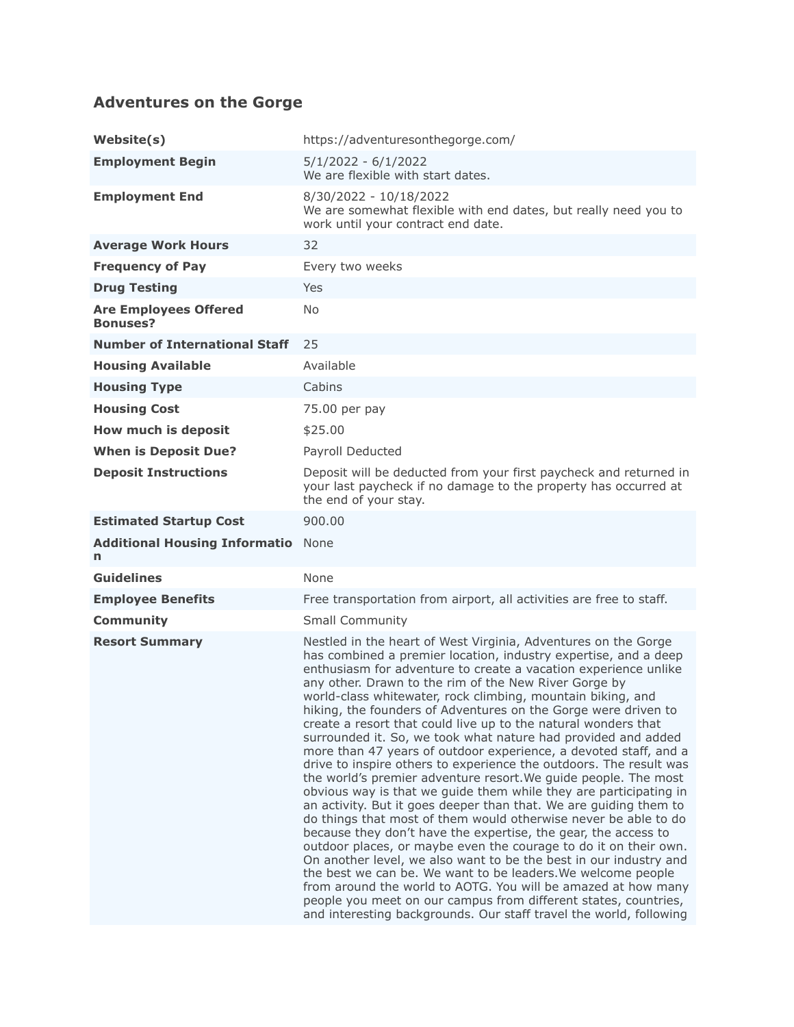## Adventures on the Gorge

| | |
|---|---|
| **Website(s)** | https://adventuresonthegorge.com/ |
| **Employment Begin** | 5/1/2022 - 6/1/2022<br>We are flexible with start dates. |
| **Employment End** | 8/30/2022 - 10/18/2022<br>We are somewhat flexible with end dates, but really need you to work until your contract end date. |
| **Average Work Hours** | 32 |
| **Frequency of Pay** | Every two weeks |
| **Drug Testing** | Yes |
| **Are Employees Offered Bonuses?** | No |
| **Number of International Staff** | 25 |
| **Housing Available** | Available |
| **Housing Type** | Cabins |
| **Housing Cost** | 75.00 per pay |
| **How much is deposit** | $25.00 |
| **When is Deposit Due?** | Payroll Deducted |
| **Deposit Instructions** | Deposit will be deducted from your first paycheck and returned in your last paycheck if no damage to the property has occurred at the end of your stay. |
| **Estimated Startup Cost** | 900.00 |
| **Additional Housing Information** | None |
| **Guidelines** | None |
| **Employee Benefits** | Free transportation from airport, all activities are free to staff. |
| **Community** | Small Community |
| **Resort Summary** | Nestled in the heart of West Virginia, Adventures on the Gorge has combined a premier location, industry expertise, and a deep enthusiasm for adventure to create a vacation experience unlike any other. Drawn to the rim of the New River Gorge by world-class whitewater, rock climbing, mountain biking, and hiking, the founders of Adventures on the Gorge were driven to create a resort that could live up to the natural wonders that surrounded it. So, we took what nature had provided and added more than 47 years of outdoor experience, a devoted staff, and a drive to inspire others to experience the outdoors. The result was the world's premier adventure resort.We guide people. The most obvious way is that we guide them while they are participating in an activity. But it goes deeper than that. We are guiding them to do things that most of them would otherwise never be able to do because they don't have the expertise, the gear, the access to outdoor places, or maybe even the courage to do it on their own. On another level, we also want to be the best in our industry and the best we can be. We want to be leaders.We welcome people from around the world to AOTG. You will be amazed at how many people you meet on our campus from different states, countries, and interesting backgrounds. Our staff travel the world, following |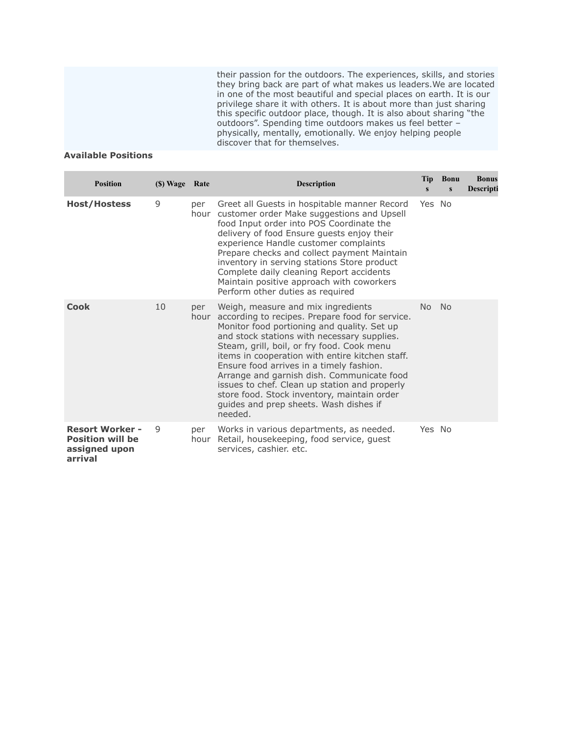their passion for the outdoors. The experiences, skills, and stories they bring back are part of what makes us leaders.We are located in one of the most beautiful and special places on earth. It is our privilege share it with others. It is about more than just sharing this specific outdoor place, though. It is also about sharing “the outdoors”. Spending time outdoors makes us feel better – physically, mentally, emotionally. We enjoy helping people discover that for themselves.

**Available Positions**

| Position | ($) Wage | Rate | Description | Tips | Bonus | Bonus Descripti |
|---|---|---|---|---|---|---|
| **Host/Hostess** | 9 | per hour | Greet all Guests in hospitable manner Record customer order Make suggestions and Upsell food Input order into POS Coordinate the delivery of food Ensure guests enjoy their experience Handle customer complaints Prepare checks and collect payment Maintain inventory in serving stations Store product Complete daily cleaning Report accidents Maintain positive approach with coworkers Perform other duties as required | Yes | No | |
| **Cook** | 10 | per hour | Weigh, measure and mix ingredients according to recipes. Prepare food for service. Monitor food portioning and quality. Set up and stock stations with necessary supplies. Steam, grill, boil, or fry food. Cook menu items in cooperation with entire kitchen staff. Ensure food arrives in a timely fashion. Arrange and garnish dish. Communicate food issues to chef. Clean up station and properly store food. Stock inventory, maintain order guides and prep sheets. Wash dishes if needed. | No | No | |
| **Resort Worker - Position will be assigned upon arrival** | 9 | per hour | Works in various departments, as needed. Retail, housekeeping, food service, guest services, cashier. etc. | Yes | No | |